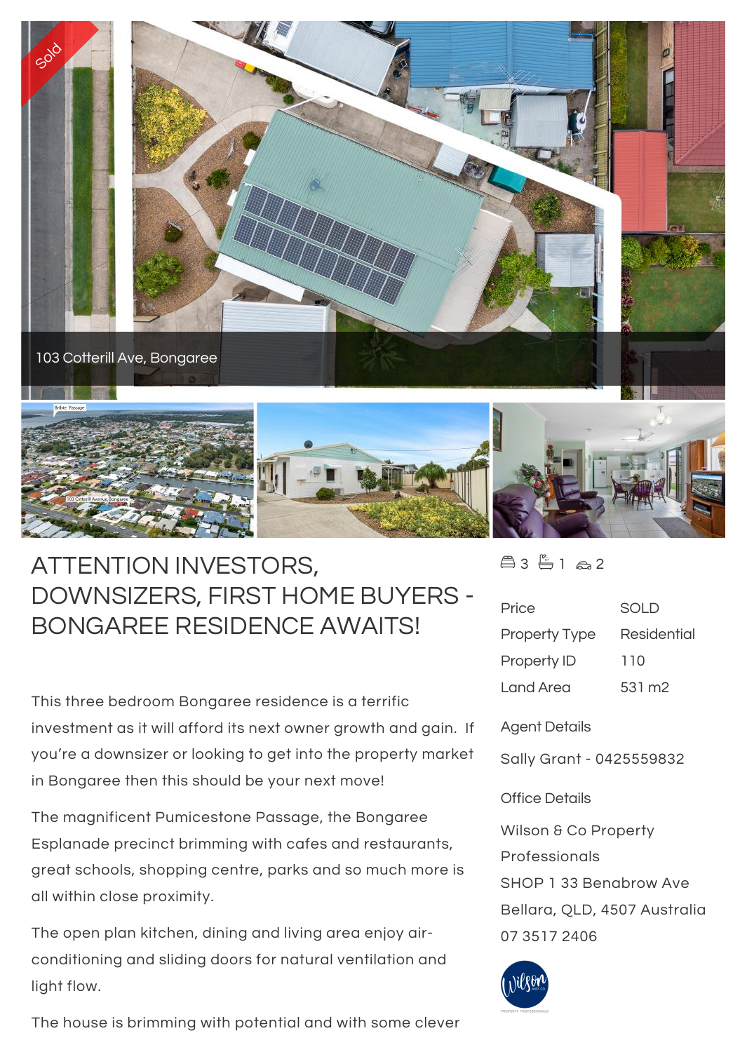103 Cotterill Ave, Bongaree

# ATTENTION INVESTORS, DOWNSIZERS, FIRST HOME BUYERS - BONGAREE RESIDENCE AWAITS!

3 1 2

| Price | SOLD |
| --- | --- |
| Property Type | Residential |
| Property ID | 110 |
| Land Area | 531 m2 |

Agent Details

Sally Grant - 0425559832

Office Details

Wilson & Co Property Professionals
SHOP 1 33 Benabrow Ave
Bellara, QLD, 4507 Australia
07 3517 2406

This three bedroom Bongaree residence is a terrific investment as it will afford its next owner growth and gain. If you're a downsizer or looking to get into the property market in Bongaree then this should be your next move!

The magnificent Pumicestone Passage, the Bongaree Esplanade precinct brimming with cafes and restaurants, great schools, shopping centre, parks and so much more is all within close proximity.

The open plan kitchen, dining and living area enjoy air-conditioning and sliding doors for natural ventilation and light flow.

The house is brimming with potential and with some clever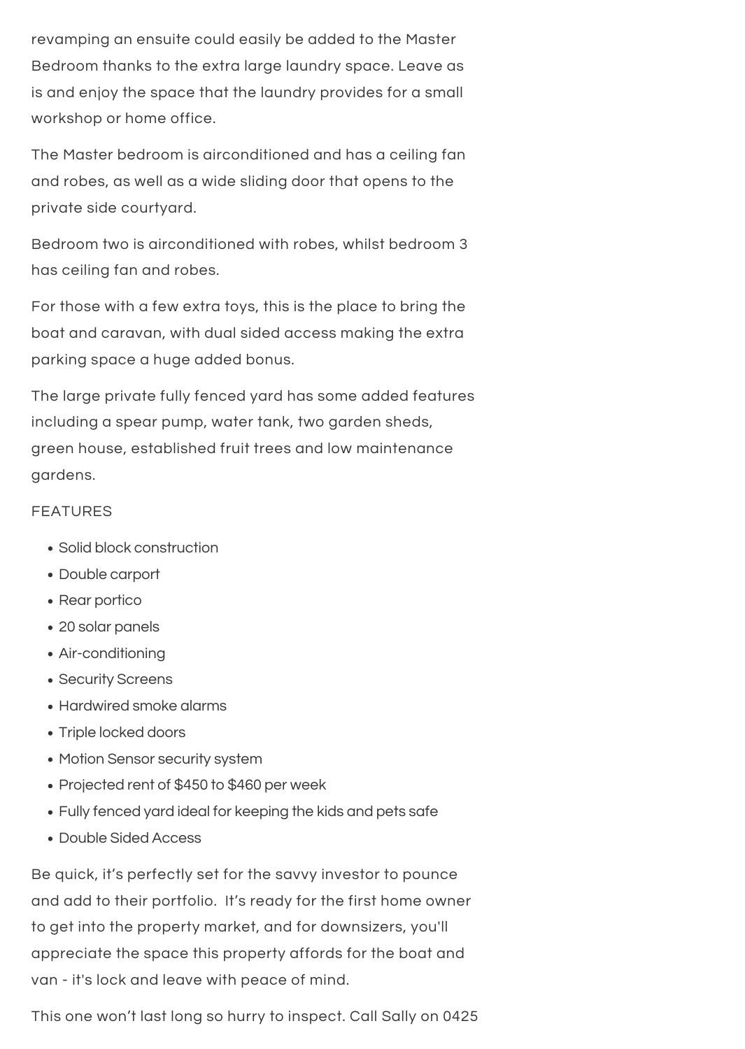revamping an ensuite could easily be added to the Master Bedroom thanks to the extra large laundry space. Leave as is and enjoy the space that the laundry provides for a small workshop or home office.

The Master bedroom is airconditioned and has a ceiling fan and robes, as well as a wide sliding door that opens to the private side courtyard.

Bedroom two is airconditioned with robes, whilst bedroom 3 has ceiling fan and robes.

For those with a few extra toys, this is the place to bring the boat and caravan, with dual sided access making the extra parking space a huge added bonus.

The large private fully fenced yard has some added features including a spear pump, water tank, two garden sheds, green house, established fruit trees and low maintenance gardens.

FEATURES

- Solid block construction
- Double carport
- Rear portico
- 20 solar panels
- Air-conditioning
- Security Screens
- Hardwired smoke alarms
- Triple locked doors
- Motion Sensor security system
- Projected rent of $450 to $460 per week
- Fully fenced yard ideal for keeping the kids and pets safe
- Double Sided Access

Be quick, it's perfectly set for the savvy investor to pounce and add to their portfolio. It's ready for the first home owner to get into the property market, and for downsizers, you'll appreciate the space this property affords for the boat and van - it's lock and leave with peace of mind.

This one won't last long so hurry to inspect. Call Sally on 0425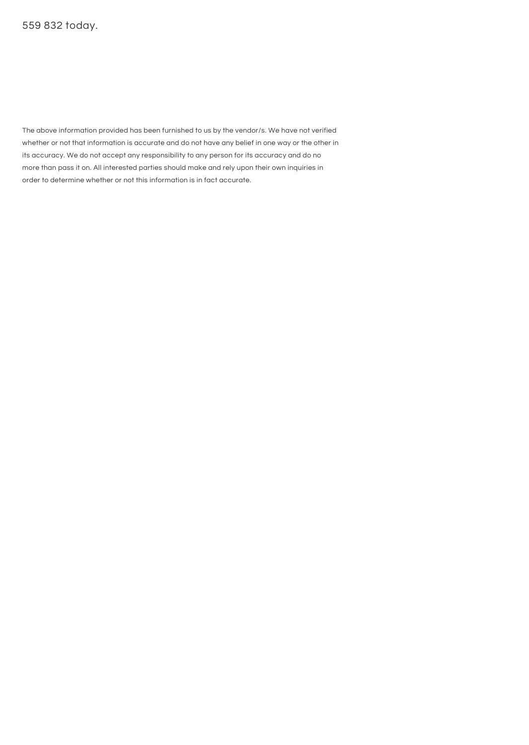559 832 today.

The above information provided has been furnished to us by the vendor/s. We have not verified whether or not that information is accurate and do not have any belief in one way or the other in its accuracy. We do not accept any responsibility to any person for its accuracy and do no more than pass it on. All interested parties should make and rely upon their own inquiries in order to determine whether or not this information is in fact accurate.